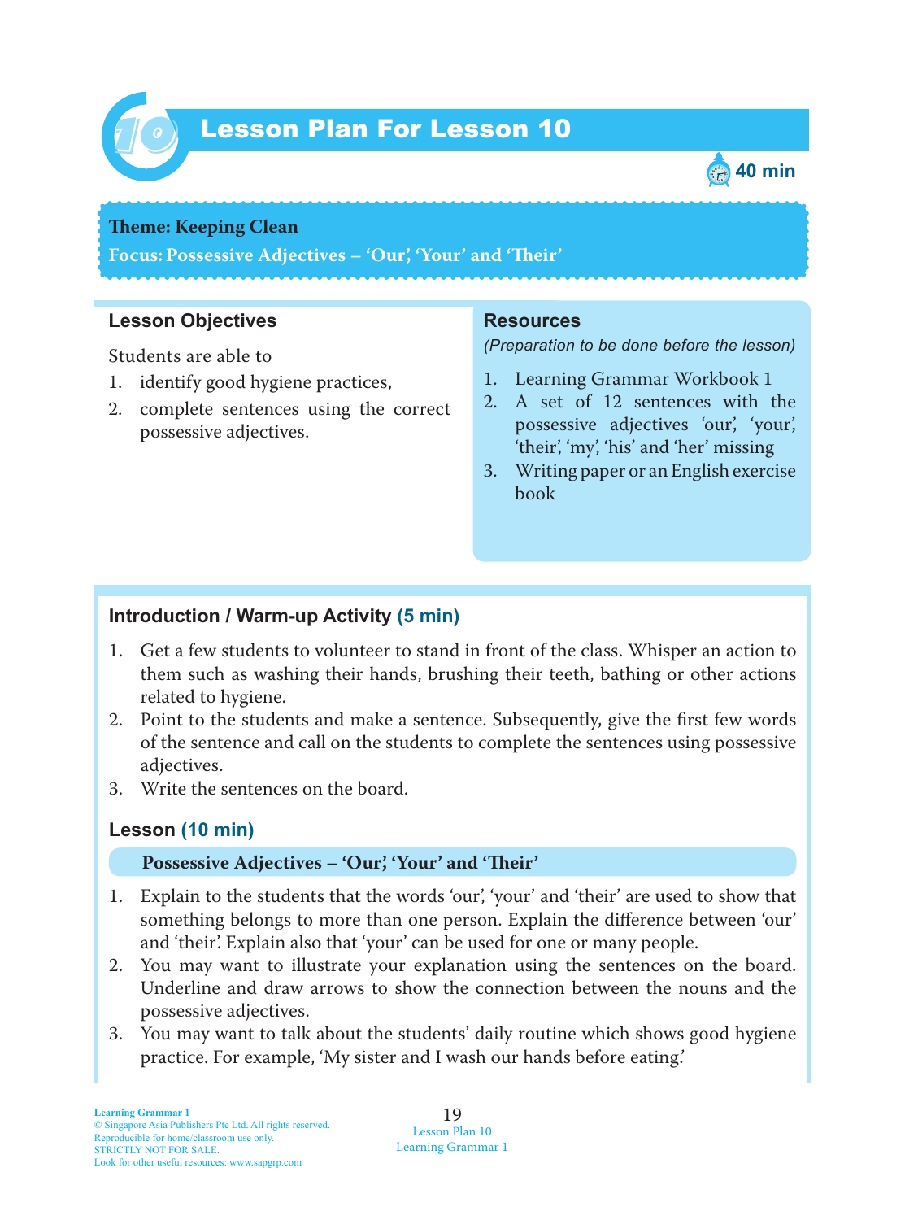# Lesson Plan For Lesson 10

40 min

**Theme: Keeping Clean**

**Focus: Possessive Adjectives – 'Our', 'Your' and 'Their'**

## Lesson Objectives

Students are able to

1. identify good hygiene practices,
2. complete sentences using the correct possessive adjectives.

## Resources

*(Preparation to be done before the lesson)*

1. Learning Grammar Workbook 1
2. A set of 12 sentences with the possessive adjectives 'our', 'your', 'their', 'my', 'his' and 'her' missing
3. Writing paper or an English exercise book

## Introduction / Warm-up Activity (5 min)

1. Get a few students to volunteer to stand in front of the class. Whisper an action to them such as washing their hands, brushing their teeth, bathing or other actions related to hygiene.
2. Point to the students and make a sentence. Subsequently, give the first few words of the sentence and call on the students to complete the sentences using possessive adjectives.
3. Write the sentences on the board.

## Lesson (10 min)

**Possessive Adjectives – 'Our', 'Your' and 'Their'**

1. Explain to the students that the words 'our', 'your' and 'their' are used to show that something belongs to more than one person. Explain the difference between 'our' and 'their'. Explain also that 'your' can be used for one or many people.
2. You may want to illustrate your explanation using the sentences on the board. Underline and draw arrows to show the connection between the nouns and the possessive adjectives.
3. You may want to talk about the students' daily routine which shows good hygiene practice. For example, 'My sister and I wash our hands before eating.'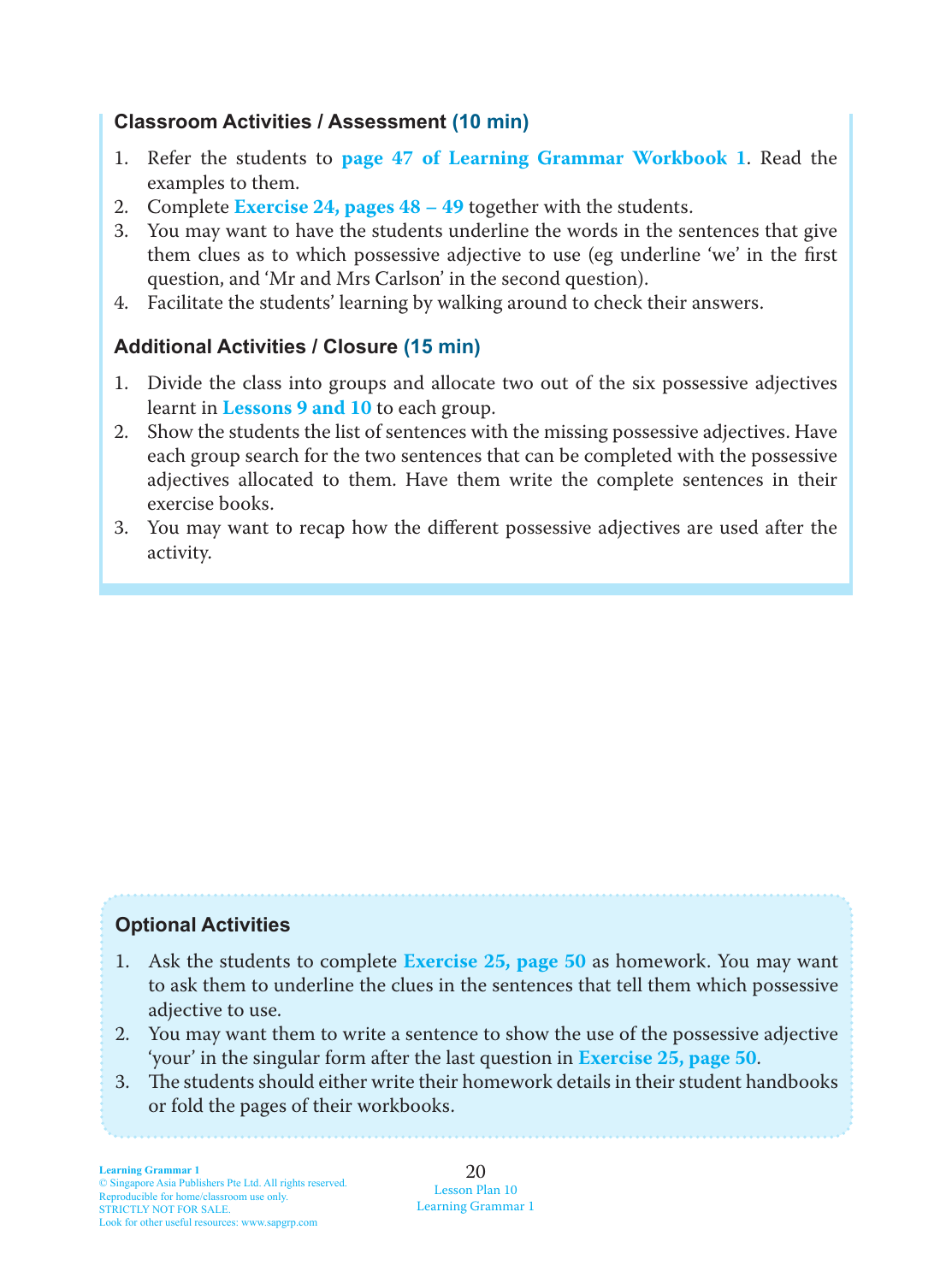### Classroom Activities / Assessment (10 min)

1. Refer the students to **page 47 of Learning Grammar Workbook 1**. Read the examples to them.
2. Complete **Exercise 24, pages 48 – 49** together with the students.
3. You may want to have the students underline the words in the sentences that give them clues as to which possessive adjective to use (eg underline 'we' in the first question, and 'Mr and Mrs Carlson' in the second question).
4. Facilitate the students' learning by walking around to check their answers.

### Additional Activities / Closure (15 min)

1. Divide the class into groups and allocate two out of the six possessive adjectives learnt in **Lessons 9 and 10** to each group.
2. Show the students the list of sentences with the missing possessive adjectives. Have each group search for the two sentences that can be completed with the possessive adjectives allocated to them. Have them write the complete sentences in their exercise books.
3. You may want to recap how the different possessive adjectives are used after the activity.

### Optional Activities

1. Ask the students to complete **Exercise 25, page 50** as homework. You may want to ask them to underline the clues in the sentences that tell them which possessive adjective to use.
2. You may want them to write a sentence to show the use of the possessive adjective 'your' in the singular form after the last question in **Exercise 25, page 50**.
3. The students should either write their homework details in their student handbooks or fold the pages of their workbooks.